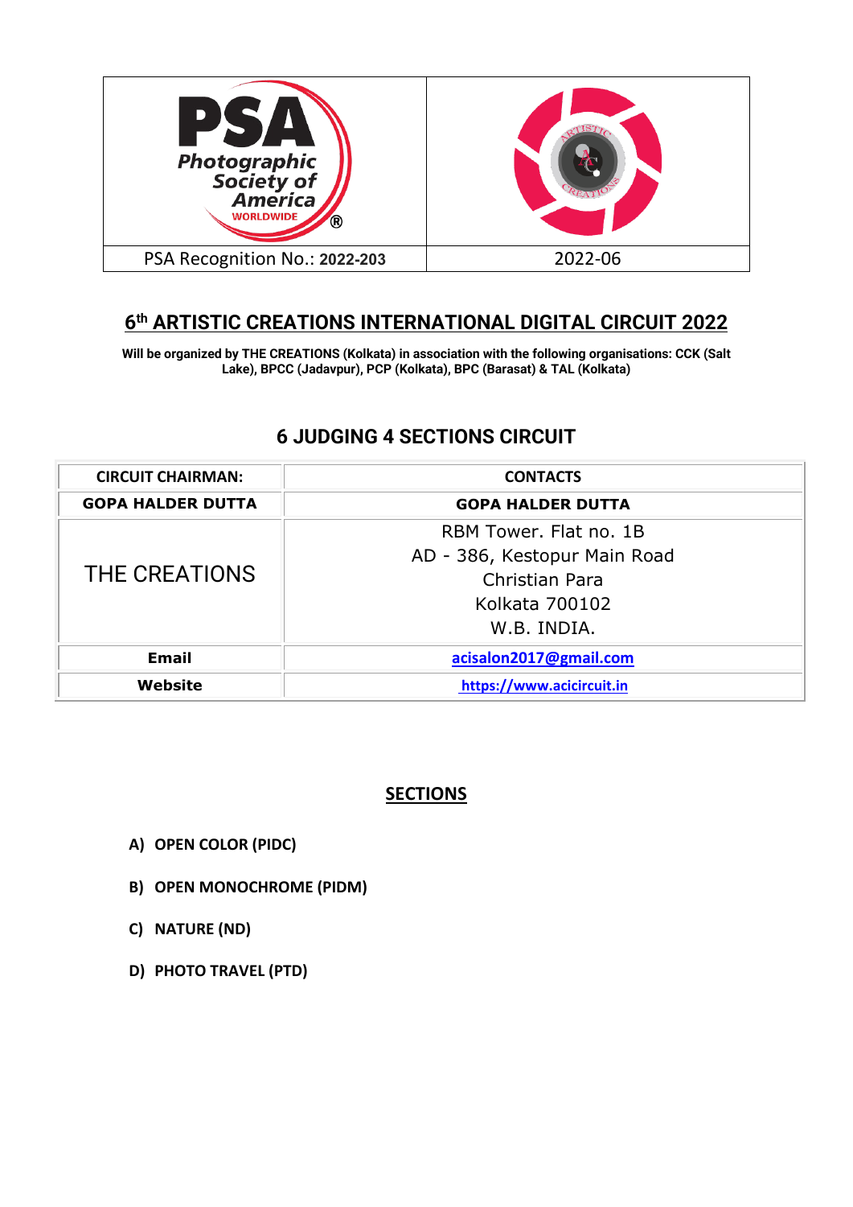| | |
|---|---|
| PSA Recognition No.: **2022-203** | 2022-06 |

## 6th ARTISTIC CREATIONS INTERNATIONAL DIGITAL CIRCUIT 2022

**Will be organized by THE CREATIONS (Kolkata) in association with the following organisations: CCK (Salt Lake), BPCC (Jadavpur), PCP (Kolkata), BPC (Barasat) & TAL (Kolkata)**

## 6 JUDGING 4 SECTIONS CIRCUIT

| CIRCUIT CHAIRMAN: | CONTACTS |
|---|---|
| **GOPA HALDER DUTTA** | **GOPA HALDER DUTTA** |
| THE CREATIONS | RBM Tower. Flat no. 1B<br>AD - 386, Kestopur Main Road<br>Christian Para<br>Kolkata 700102<br>W.B. INDIA. |
| **Email** | acisalon2017@gmail.com |
| **Website** | https://www.acicircuit.in |

## SECTIONS

**A) OPEN COLOR (PIDC)**

**B) OPEN MONOCHROME (PIDM)**

**C) NATURE (ND)**

**D) PHOTO TRAVEL (PTD)**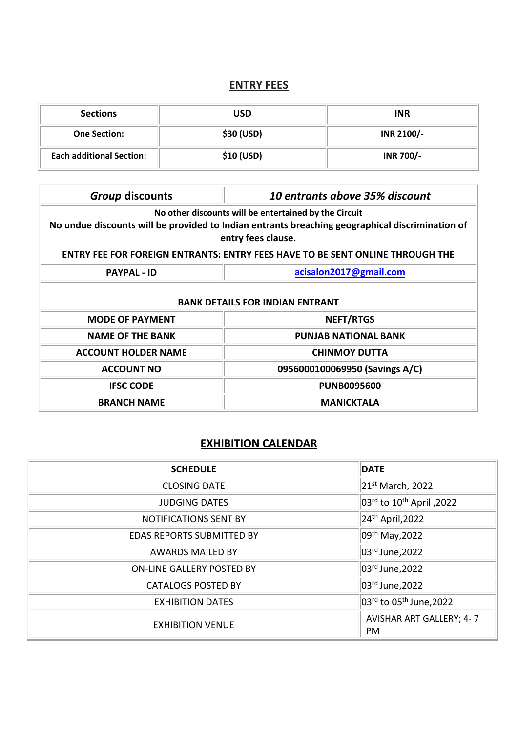## ENTRY FEES

| Sections | USD | INR |
|---|---|---|
| One Section: | $30 (USD) | INR 2100/- |
| Each additional Section: | $10 (USD) | INR 700/- |

| *Group* discounts | *10 entrants above 35% discount* |
|---|---|
| No other discounts will be entertained by the Circuit<br>No undue discounts will be provided to Indian entrants breaching geographical discrimination of entry fees clause. | |
| ENTRY FEE FOR FOREIGN ENTRANTS: ENTRY FEES HAVE TO BE SENT ONLINE THROUGH THE | |
| PAYPAL - ID | acisalon2017@gmail.com |
| BANK DETAILS FOR INDIAN ENTRANT | |
| MODE OF PAYMENT | NEFT/RTGS |
| NAME OF THE BANK | PUNJAB NATIONAL BANK |
| ACCOUNT HOLDER NAME | CHINMOY DUTTA |
| ACCOUNT NO | 0956000100069950 (Savings A/C) |
| IFSC CODE | PUNB0095600 |
| BRANCH NAME | MANICKTALA |

## EXHIBITION CALENDAR

| SCHEDULE | DATE |
|---|---|
| CLOSING DATE | 21st March, 2022 |
| JUDGING DATES | 03rd to 10th April ,2022 |
| NOTIFICATIONS SENT BY | 24th April,2022 |
| EDAS REPORTS SUBMITTED BY | 09th May,2022 |
| AWARDS MAILED BY | 03rd June,2022 |
| ON-LINE GALLERY POSTED BY | 03rd June,2022 |
| CATALOGS POSTED BY | 03rd June,2022 |
| EXHIBITION DATES | 03rd to 05th June,2022 |
| EXHIBITION VENUE | AVISHAR ART GALLERY; 4- 7 PM |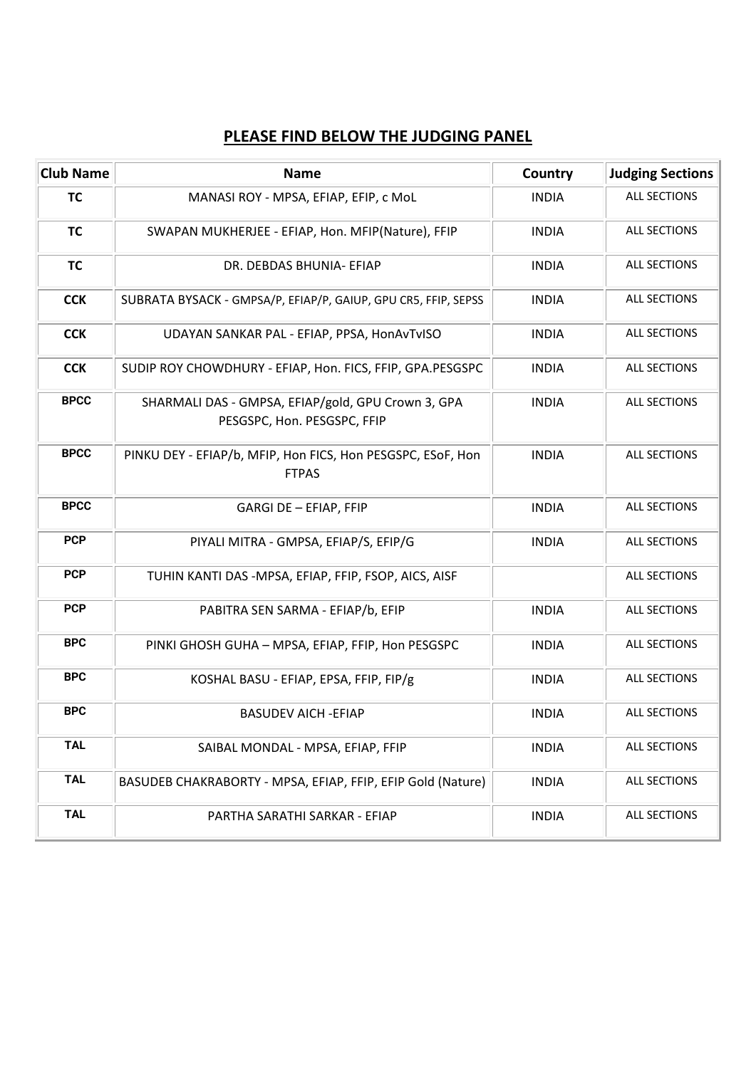## PLEASE FIND BELOW THE JUDGING PANEL

| Club Name | Name | Country | Judging Sections |
|---|---|---|---|
| TC | MANASI ROY - MPSA, EFIAP, EFIP, c MoL | INDIA | ALL SECTIONS |
| TC | SWAPAN MUKHERJEE - EFIAP, Hon. MFIP(Nature), FFIP | INDIA | ALL SECTIONS |
| TC | DR. DEBDAS BHUNIA- EFIAP | INDIA | ALL SECTIONS |
| CCK | SUBRATA BYSACK - GMPSA/P, EFIAP/P, GAIUP, GPU CR5, FFIP, SEPSS | INDIA | ALL SECTIONS |
| CCK | UDAYAN SANKAR PAL - EFIAP, PPSA, HonAvTvISO | INDIA | ALL SECTIONS |
| CCK | SUDIP ROY CHOWDHURY - EFIAP, Hon. FICS, FFIP, GPA.PESGSPC | INDIA | ALL SECTIONS |
| BPCC | SHARMALI DAS - GMPSA, EFIAP/gold, GPU Crown 3, GPA PESGSPC, Hon. PESGSPC, FFIP | INDIA | ALL SECTIONS |
| BPCC | PINKU DEY - EFIAP/b, MFIP, Hon FICS, Hon PESGSPC, ESoF, Hon FTPAS | INDIA | ALL SECTIONS |
| BPCC | GARGI DE – EFIAP, FFIP | INDIA | ALL SECTIONS |
| PCP | PIYALI MITRA - GMPSA, EFIAP/S, EFIP/G | INDIA | ALL SECTIONS |
| PCP | TUHIN KANTI DAS -MPSA, EFIAP, FFIP, FSOP, AICS, AISF | | ALL SECTIONS |
| PCP | PABITRA SEN SARMA - EFIAP/b, EFIP | INDIA | ALL SECTIONS |
| BPC | PINKI GHOSH GUHA – MPSA, EFIAP, FFIP, Hon PESGSPC | INDIA | ALL SECTIONS |
| BPC | KOSHAL BASU - EFIAP, EPSA, FFIP, FIP/g | INDIA | ALL SECTIONS |
| BPC | BASUDEV AICH -EFIAP | INDIA | ALL SECTIONS |
| TAL | SAIBAL MONDAL - MPSA, EFIAP, FFIP | INDIA | ALL SECTIONS |
| TAL | BASUDEB CHAKRABORTY - MPSA, EFIAP, FFIP, EFIP Gold (Nature) | INDIA | ALL SECTIONS |
| TAL | PARTHA SARATHI SARKAR - EFIAP | INDIA | ALL SECTIONS |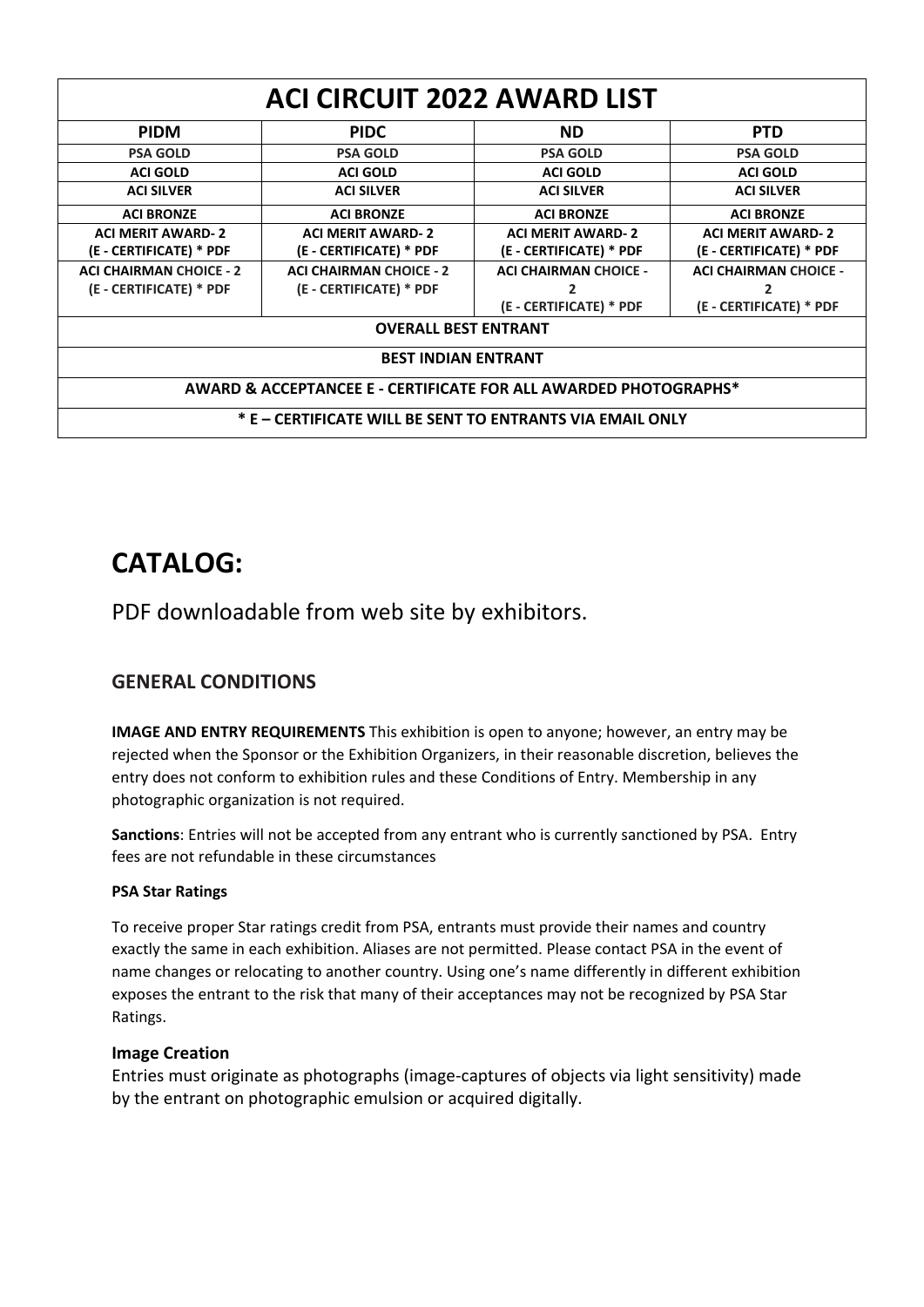| ACI CIRCUIT 2022 AWARD LIST | | | |
|---|---|---|---|
| **PIDM** | **PIDC** | **ND** | **PTD** |
| **PSA GOLD** | **PSA GOLD** | **PSA GOLD** | **PSA GOLD** |
| **ACI GOLD** | **ACI GOLD** | **ACI GOLD** | **ACI GOLD** |
| **ACI SILVER** | **ACI SILVER** | **ACI SILVER** | **ACI SILVER** |
| **ACI BRONZE** | **ACI BRONZE** | **ACI BRONZE** | **ACI BRONZE** |
| **ACI MERIT AWARD- 2 (E - CERTIFICATE) * PDF** | **ACI MERIT AWARD- 2 (E - CERTIFICATE) * PDF** | **ACI MERIT AWARD- 2 (E - CERTIFICATE) * PDF** | **ACI MERIT AWARD- 2 (E - CERTIFICATE) * PDF** |
| **ACI CHAIRMAN CHOICE - 2 (E - CERTIFICATE) * PDF** | **ACI CHAIRMAN CHOICE - 2 (E - CERTIFICATE) * PDF** | **ACI CHAIRMAN CHOICE - 2 (E - CERTIFICATE) * PDF** | **ACI CHAIRMAN CHOICE - 2 (E - CERTIFICATE) * PDF** |
| **OVERALL BEST ENTRANT** | | | |
| **BEST INDIAN ENTRANT** | | | |
| **AWARD & ACCEPTANCEE E - CERTIFICATE FOR ALL AWARDED PHOTOGRAPHS*** | | | |
| *** E – CERTIFICATE WILL BE SENT TO ENTRANTS VIA EMAIL ONLY** | | | |

# CATALOG:

PDF downloadable from web site by exhibitors.

## GENERAL CONDITIONS

**IMAGE AND ENTRY REQUIREMENTS** This exhibition is open to anyone; however, an entry may be rejected when the Sponsor or the Exhibition Organizers, in their reasonable discretion, believes the entry does not conform to exhibition rules and these Conditions of Entry. Membership in any photographic organization is not required.

**Sanctions**: Entries will not be accepted from any entrant who is currently sanctioned by PSA. Entry fees are not refundable in these circumstances

**PSA Star Ratings**

To receive proper Star ratings credit from PSA, entrants must provide their names and country exactly the same in each exhibition. Aliases are not permitted. Please contact PSA in the event of name changes or relocating to another country. Using one's name differently in different exhibition exposes the entrant to the risk that many of their acceptances may not be recognized by PSA Star Ratings.

### Image Creation

Entries must originate as photographs (image-captures of objects via light sensitivity) made by the entrant on photographic emulsion or acquired digitally.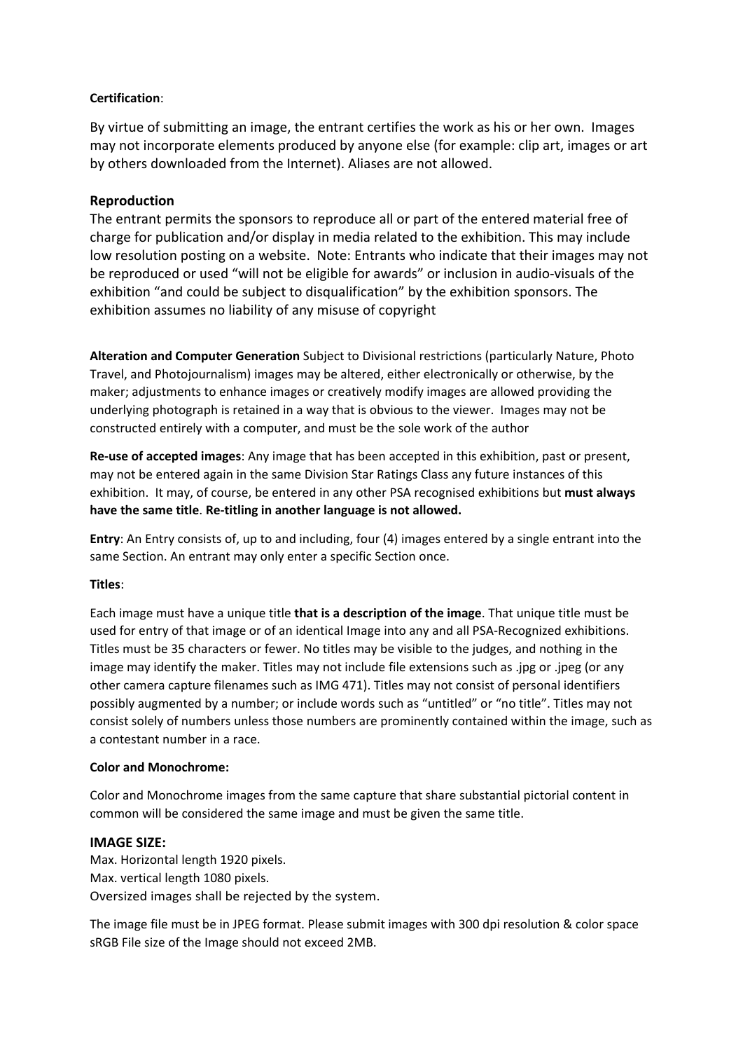**Certification**:

By virtue of submitting an image, the entrant certifies the work as his or her own. Images may not incorporate elements produced by anyone else (for example: clip art, images or art by others downloaded from the Internet). Aliases are not allowed.

**Reproduction**

The entrant permits the sponsors to reproduce all or part of the entered material free of charge for publication and/or display in media related to the exhibition. This may include low resolution posting on a website. Note: Entrants who indicate that their images may not be reproduced or used "will not be eligible for awards" or inclusion in audio-visuals of the exhibition "and could be subject to disqualification" by the exhibition sponsors. The exhibition assumes no liability of any misuse of copyright

**Alteration and Computer Generation** Subject to Divisional restrictions (particularly Nature, Photo Travel, and Photojournalism) images may be altered, either electronically or otherwise, by the maker; adjustments to enhance images or creatively modify images are allowed providing the underlying photograph is retained in a way that is obvious to the viewer. Images may not be constructed entirely with a computer, and must be the sole work of the author

**Re-use of accepted images**: Any image that has been accepted in this exhibition, past or present, may not be entered again in the same Division Star Ratings Class any future instances of this exhibition. It may, of course, be entered in any other PSA recognised exhibitions but **must always have the same title**. **Re-titling in another language is not allowed.**

**Entry**: An Entry consists of, up to and including, four (4) images entered by a single entrant into the same Section. An entrant may only enter a specific Section once.

**Titles**:

Each image must have a unique title **that is a description of the image**. That unique title must be used for entry of that image or of an identical Image into any and all PSA-Recognized exhibitions. Titles must be 35 characters or fewer. No titles may be visible to the judges, and nothing in the image may identify the maker. Titles may not include file extensions such as .jpg or .jpeg (or any other camera capture filenames such as IMG 471). Titles may not consist of personal identifiers possibly augmented by a number; or include words such as "untitled" or "no title". Titles may not consist solely of numbers unless those numbers are prominently contained within the image, such as a contestant number in a race.

**Color and Monochrome:**

Color and Monochrome images from the same capture that share substantial pictorial content in common will be considered the same image and must be given the same title.

**IMAGE SIZE:**

Max. Horizontal length 1920 pixels.
Max. vertical length 1080 pixels.
Oversized images shall be rejected by the system.

The image file must be in JPEG format. Please submit images with 300 dpi resolution & color space sRGB File size of the Image should not exceed 2MB.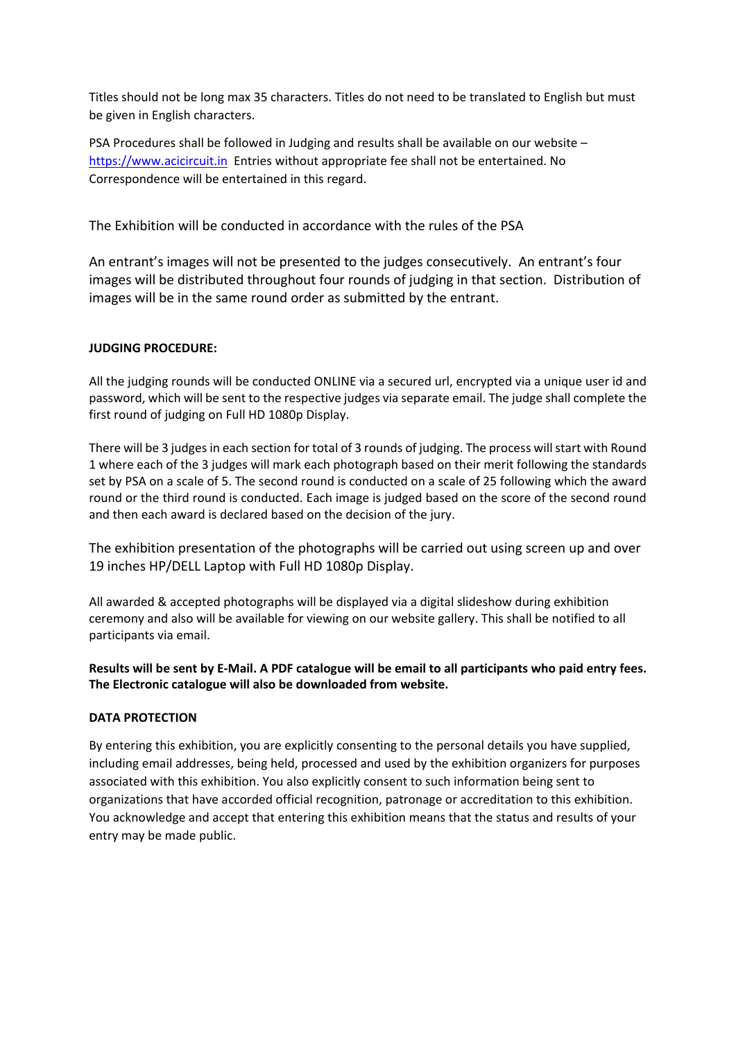Titles should not be long max 35 characters. Titles do not need to be translated to English but must be given in English characters.

PSA Procedures shall be followed in Judging and results shall be available on our website – https://www.acicircuit.in Entries without appropriate fee shall not be entertained. No Correspondence will be entertained in this regard.

The Exhibition will be conducted in accordance with the rules of the PSA

An entrant's images will not be presented to the judges consecutively. An entrant's four images will be distributed throughout four rounds of judging in that section. Distribution of images will be in the same round order as submitted by the entrant.

**JUDGING PROCEDURE:**

All the judging rounds will be conducted ONLINE via a secured url, encrypted via a unique user id and password, which will be sent to the respective judges via separate email. The judge shall complete the first round of judging on Full HD 1080p Display.

There will be 3 judges in each section for total of 3 rounds of judging. The process will start with Round 1 where each of the 3 judges will mark each photograph based on their merit following the standards set by PSA on a scale of 5. The second round is conducted on a scale of 25 following which the award round or the third round is conducted. Each image is judged based on the score of the second round and then each award is declared based on the decision of the jury.

The exhibition presentation of the photographs will be carried out using screen up and over 19 inches HP/DELL Laptop with Full HD 1080p Display.

All awarded & accepted photographs will be displayed via a digital slideshow during exhibition ceremony and also will be available for viewing on our website gallery. This shall be notified to all participants via email.

**Results will be sent by E-Mail. A PDF catalogue will be email to all participants who paid entry fees. The Electronic catalogue will also be downloaded from website.**

**DATA PROTECTION**

By entering this exhibition, you are explicitly consenting to the personal details you have supplied, including email addresses, being held, processed and used by the exhibition organizers for purposes associated with this exhibition. You also explicitly consent to such information being sent to organizations that have accorded official recognition, patronage or accreditation to this exhibition. You acknowledge and accept that entering this exhibition means that the status and results of your entry may be made public.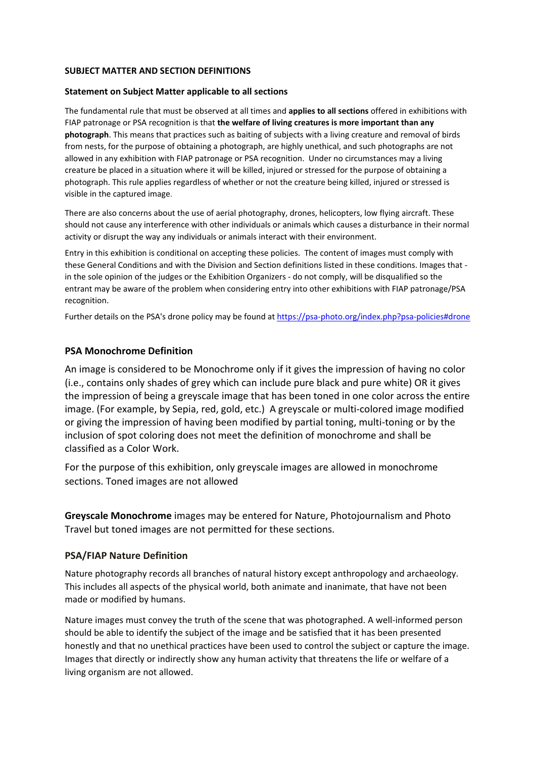**SUBJECT MATTER AND SECTION DEFINITIONS**

**Statement on Subject Matter applicable to all sections**

The fundamental rule that must be observed at all times and **applies to all sections** offered in exhibitions with FIAP patronage or PSA recognition is that **the welfare of living creatures is more important than any photograph**. This means that practices such as baiting of subjects with a living creature and removal of birds from nests, for the purpose of obtaining a photograph, are highly unethical, and such photographs are not allowed in any exhibition with FIAP patronage or PSA recognition. Under no circumstances may a living creature be placed in a situation where it will be killed, injured or stressed for the purpose of obtaining a photograph. This rule applies regardless of whether or not the creature being killed, injured or stressed is visible in the captured image.

There are also concerns about the use of aerial photography, drones, helicopters, low flying aircraft. These should not cause any interference with other individuals or animals which causes a disturbance in their normal activity or disrupt the way any individuals or animals interact with their environment.

Entry in this exhibition is conditional on accepting these policies. The content of images must comply with these General Conditions and with the Division and Section definitions listed in these conditions. Images that - in the sole opinion of the judges or the Exhibition Organizers - do not comply, will be disqualified so the entrant may be aware of the problem when considering entry into other exhibitions with FIAP patronage/PSA recognition.

Further details on the PSA's drone policy may be found at https://psa-photo.org/index.php?psa-policies#drone

## PSA Monochrome Definition

An image is considered to be Monochrome only if it gives the impression of having no color (i.e., contains only shades of grey which can include pure black and pure white) OR it gives the impression of being a greyscale image that has been toned in one color across the entire image. (For example, by Sepia, red, gold, etc.) A greyscale or multi-colored image modified or giving the impression of having been modified by partial toning, multi-toning or by the inclusion of spot coloring does not meet the definition of monochrome and shall be classified as a Color Work.

For the purpose of this exhibition, only greyscale images are allowed in monochrome sections. Toned images are not allowed

**Greyscale Monochrome** images may be entered for Nature, Photojournalism and Photo Travel but toned images are not permitted for these sections.

## PSA/FIAP Nature Definition

Nature photography records all branches of natural history except anthropology and archaeology. This includes all aspects of the physical world, both animate and inanimate, that have not been made or modified by humans.

Nature images must convey the truth of the scene that was photographed. A well-informed person should be able to identify the subject of the image and be satisfied that it has been presented honestly and that no unethical practices have been used to control the subject or capture the image. Images that directly or indirectly show any human activity that threatens the life or welfare of a living organism are not allowed.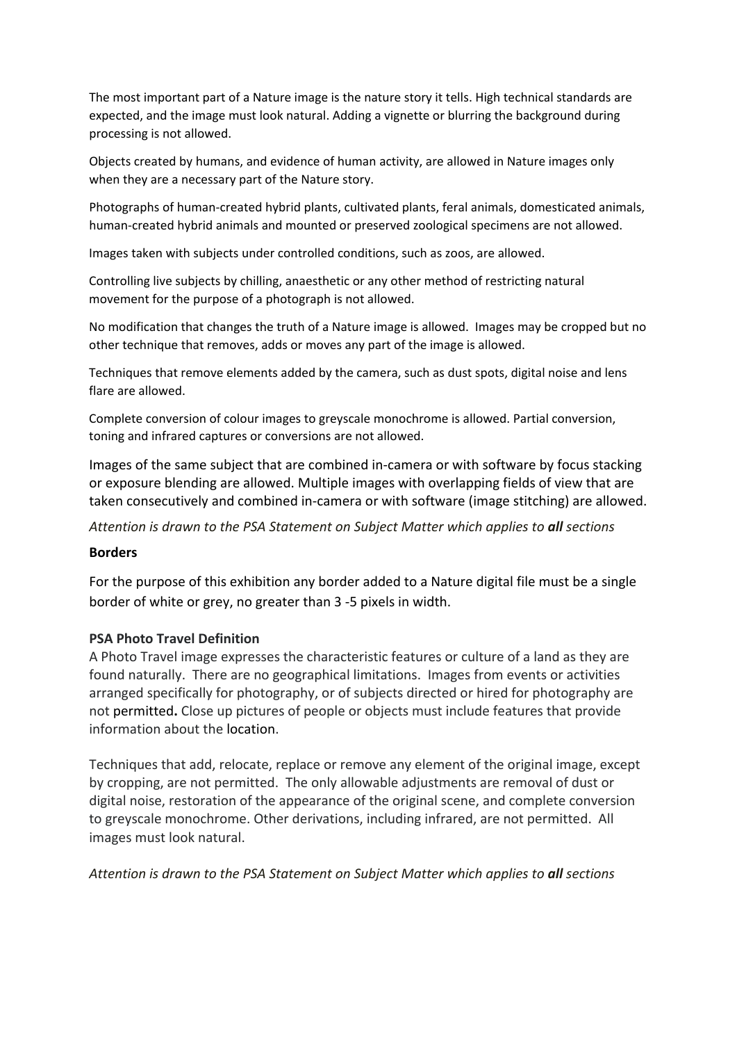The most important part of a Nature image is the nature story it tells. High technical standards are expected, and the image must look natural. Adding a vignette or blurring the background during processing is not allowed.

Objects created by humans, and evidence of human activity, are allowed in Nature images only when they are a necessary part of the Nature story.

Photographs of human-created hybrid plants, cultivated plants, feral animals, domesticated animals, human-created hybrid animals and mounted or preserved zoological specimens are not allowed.

Images taken with subjects under controlled conditions, such as zoos, are allowed.

Controlling live subjects by chilling, anaesthetic or any other method of restricting natural movement for the purpose of a photograph is not allowed.

No modification that changes the truth of a Nature image is allowed. Images may be cropped but no other technique that removes, adds or moves any part of the image is allowed.

Techniques that remove elements added by the camera, such as dust spots, digital noise and lens flare are allowed.

Complete conversion of colour images to greyscale monochrome is allowed. Partial conversion, toning and infrared captures or conversions are not allowed.

Images of the same subject that are combined in-camera or with software by focus stacking or exposure blending are allowed. Multiple images with overlapping fields of view that are taken consecutively and combined in-camera or with software (image stitching) are allowed.

*Attention is drawn to the PSA Statement on Subject Matter which applies to **all** sections*

**Borders**

For the purpose of this exhibition any border added to a Nature digital file must be a single border of white or grey, no greater than 3 -5 pixels in width.

**PSA Photo Travel Definition**

A Photo Travel image expresses the characteristic features or culture of a land as they are found naturally. There are no geographical limitations. Images from events or activities arranged specifically for photography, or of subjects directed or hired for photography are not permitted. Close up pictures of people or objects must include features that provide information about the location.

Techniques that add, relocate, replace or remove any element of the original image, except by cropping, are not permitted. The only allowable adjustments are removal of dust or digital noise, restoration of the appearance of the original scene, and complete conversion to greyscale monochrome. Other derivations, including infrared, are not permitted. All images must look natural.

*Attention is drawn to the PSA Statement on Subject Matter which applies to **all** sections*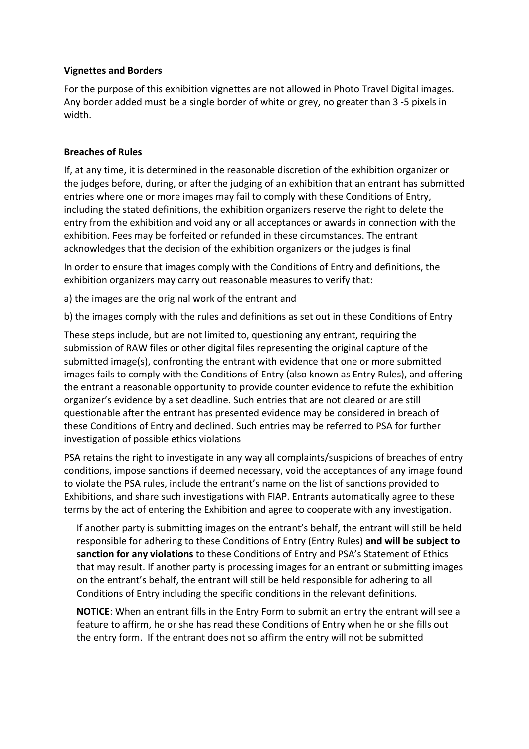**Vignettes and Borders**

For the purpose of this exhibition vignettes are not allowed in Photo Travel Digital images. Any border added must be a single border of white or grey, no greater than 3 -5 pixels in width.

**Breaches of Rules**

If, at any time, it is determined in the reasonable discretion of the exhibition organizer or the judges before, during, or after the judging of an exhibition that an entrant has submitted entries where one or more images may fail to comply with these Conditions of Entry, including the stated definitions, the exhibition organizers reserve the right to delete the entry from the exhibition and void any or all acceptances or awards in connection with the exhibition. Fees may be forfeited or refunded in these circumstances. The entrant acknowledges that the decision of the exhibition organizers or the judges is final

In order to ensure that images comply with the Conditions of Entry and definitions, the exhibition organizers may carry out reasonable measures to verify that:

a) the images are the original work of the entrant and

b) the images comply with the rules and definitions as set out in these Conditions of Entry

These steps include, but are not limited to, questioning any entrant, requiring the submission of RAW files or other digital files representing the original capture of the submitted image(s), confronting the entrant with evidence that one or more submitted images fails to comply with the Conditions of Entry (also known as Entry Rules), and offering the entrant a reasonable opportunity to provide counter evidence to refute the exhibition organizer's evidence by a set deadline. Such entries that are not cleared or are still questionable after the entrant has presented evidence may be considered in breach of these Conditions of Entry and declined. Such entries may be referred to PSA for further investigation of possible ethics violations

PSA retains the right to investigate in any way all complaints/suspicions of breaches of entry conditions, impose sanctions if deemed necessary, void the acceptances of any image found to violate the PSA rules, include the entrant's name on the list of sanctions provided to Exhibitions, and share such investigations with FIAP. Entrants automatically agree to these terms by the act of entering the Exhibition and agree to cooperate with any investigation.

If another party is submitting images on the entrant's behalf, the entrant will still be held responsible for adhering to these Conditions of Entry (Entry Rules) **and will be subject to sanction for any violations** to these Conditions of Entry and PSA's Statement of Ethics that may result. If another party is processing images for an entrant or submitting images on the entrant's behalf, the entrant will still be held responsible for adhering to all Conditions of Entry including the specific conditions in the relevant definitions.

**NOTICE**: When an entrant fills in the Entry Form to submit an entry the entrant will see a feature to affirm, he or she has read these Conditions of Entry when he or she fills out the entry form. If the entrant does not so affirm the entry will not be submitted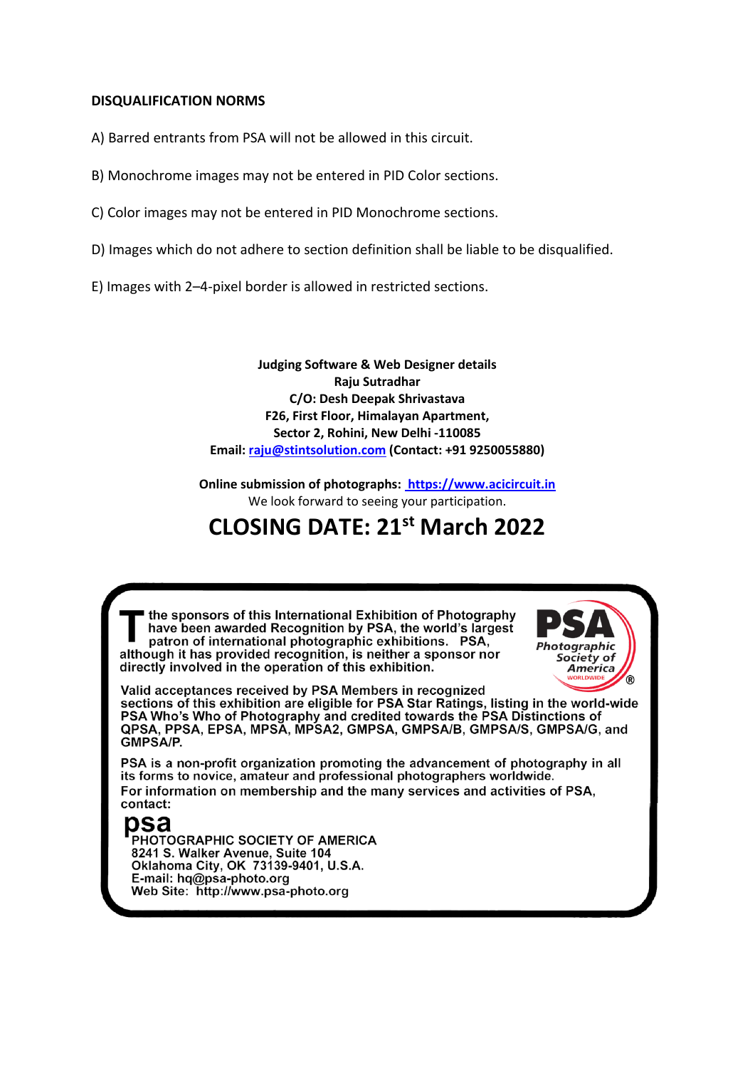**DISQUALIFICATION NORMS**

A) Barred entrants from PSA will not be allowed in this circuit.

B) Monochrome images may not be entered in PID Color sections.

C) Color images may not be entered in PID Monochrome sections.

D) Images which do not adhere to section definition shall be liable to be disqualified.

E) Images with 2–4-pixel border is allowed in restricted sections.

**Judging Software & Web Designer details**
**Raju Sutradhar**
**C/O: Desh Deepak Shrivastava**
**F26, First Floor, Himalayan Apartment,**
**Sector 2, Rohini, New Delhi -110085**
**Email: raju@stintsolution.com (Contact: +91 9250055880)**

**Online submission of photographs: https://www.acicircuit.in**
We look forward to seeing your participation.

# CLOSING DATE: 21st March 2022

The sponsors of this International Exhibition of Photography have been awarded Recognition by PSA, the world's largest patron of international photographic exhibitions. PSA, although it has provided recognition, is neither a sponsor nor directly involved in the operation of this exhibition.

PSA Photographic Society of America WORLDWIDE ®

Valid acceptances received by PSA Members in recognized sections of this exhibition are eligible for PSA Star Ratings, listing in the world-wide PSA Who's Who of Photography and credited towards the PSA Distinctions of QPSA, PPSA, EPSA, MPSA, MPSA2, GMPSA, GMPSA/B, GMPSA/S, GMPSA/G, and GMPSA/P.

PSA is a non-profit organization promoting the advancement of photography in all its forms to novice, amateur and professional photographers worldwide.
For information on membership and the many services and activities of PSA, contact:

psa
PHOTOGRAPHIC SOCIETY OF AMERICA
8241 S. Walker Avenue, Suite 104
Oklahoma City, OK 73139-9401, U.S.A.
E-mail: hq@psa-photo.org
Web Site: http://www.psa-photo.org